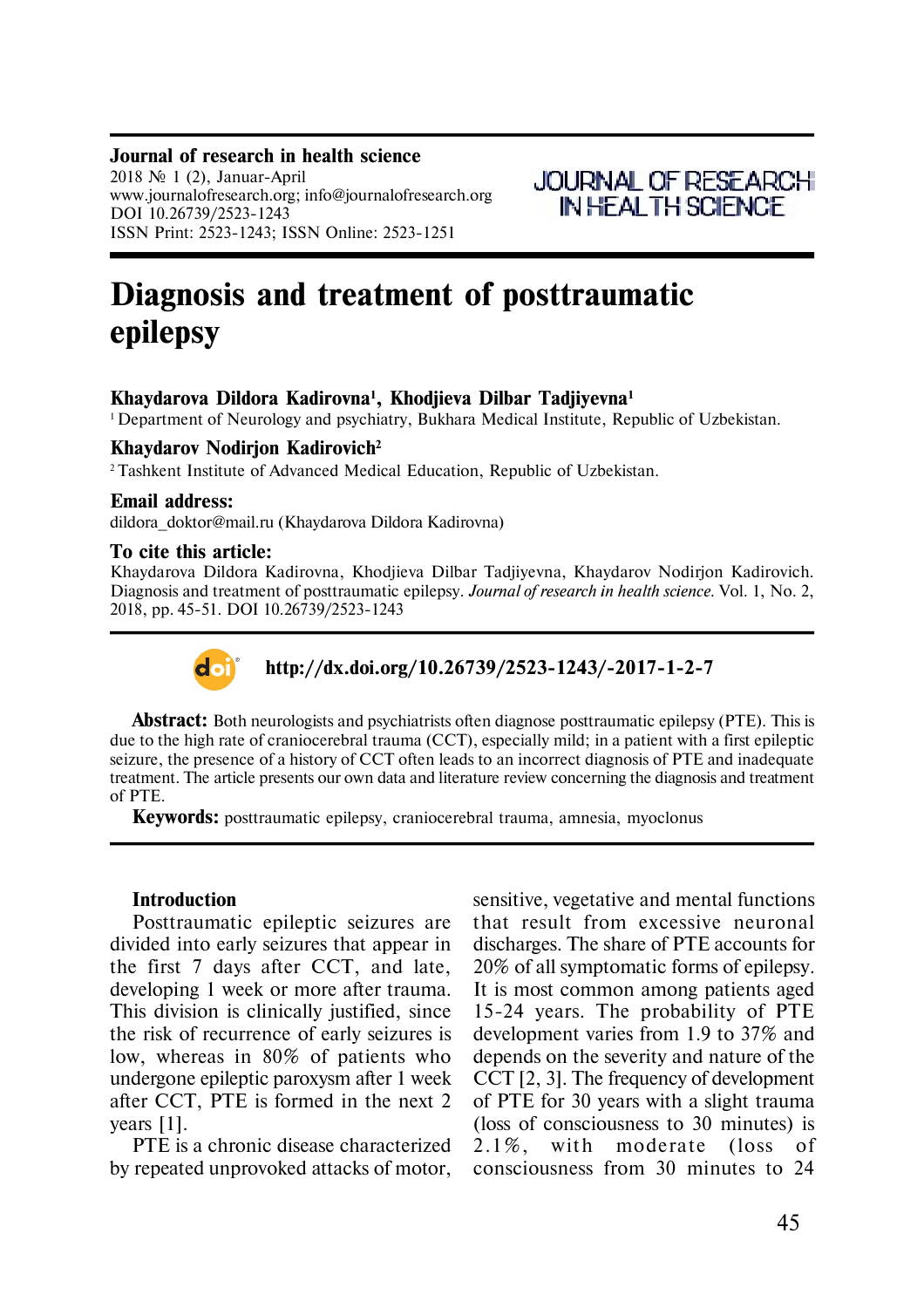**Journal of research in health science**
2018 № 1 (2), Januar-April
www.journalofresearch.org; info@journalofresearch.org
DOI 10.26739/2523-1243
ISSN Print: 2523-1243; ISSN Online: 2523-1251

JOURNAL OF RESEARCH IN HEALTH SCIENCE

# Diagnosis and treatment of posttraumatic epilepsy

**Khaydarova Dildora Kadirovna[1], Khodjieva Dilbar Tadjiyevna[1]**
[1] Department of Neurology and psychiatry, Bukhara Medical Institute, Republic of Uzbekistan.

**Khaydarov Nodirjon Kadirovich[2]**
[2] Tashkent Institute of Advanced Medical Education, Republic of Uzbekistan.

**Email address:**
dildora_doktor@mail.ru (Khaydarova Dildora Kadirovna)

**To cite this article:**
Khaydarova Dildora Kadirovna, Khodjieva Dilbar Tadjiyevna, Khaydarov Nodirjon Kadirovich. Diagnosis and treatment of posttraumatic epilepsy. *Journal of research in health science*. Vol. 1, No. 2, 2018, pp. 45-51. DOI 10.26739/2523-1243

**http://dx.doi.org/10.26739/2523-1243/-2017-1-2-7**

**Abstract:** Both neurologists and psychiatrists often diagnose posttraumatic epilepsy (PTE). This is due to the high rate of craniocerebral trauma (CCT), especially mild; in a patient with a first epileptic seizure, the presence of a history of CCT often leads to an incorrect diagnosis of PTE and inadequate treatment. The article presents our own data and literature review concerning the diagnosis and treatment of PTE.

**Keywords:** posttraumatic epilepsy, craniocerebral trauma, amnesia, myoclonus

## Introduction

Posttraumatic epileptic seizures are divided into early seizures that appear in the first 7 days after CCT, and late, developing 1 week or more after trauma. This division is clinically justified, since the risk of recurrence of early seizures is low, whereas in 80% of patients who undergone epileptic paroxysm after 1 week after CCT, PTE is formed in the next 2 years [1].

PTE is a chronic disease characterized by repeated unprovoked attacks of motor, sensitive, vegetative and mental functions that result from excessive neuronal discharges. The share of PTE accounts for 20% of all symptomatic forms of epilepsy. It is most common among patients aged 15-24 years. The probability of PTE development varies from 1.9 to 37% and depends on the severity and nature of the CCT [2, 3]. The frequency of development of PTE for 30 years with a slight trauma (loss of consciousness to 30 minutes) is 2.1%, with moderate (loss of consciousness from 30 minutes to 24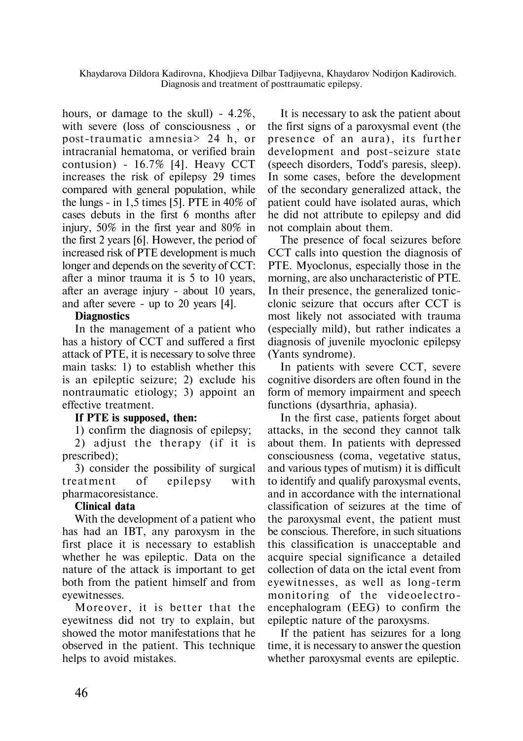hours, or damage to the skull) - 4.2%, with severe (loss of consciousness , or post-traumatic amnesia> 24 h, or intracranial hematoma, or verified brain contusion) - 16.7% [4]. Heavy CCT increases the risk of epilepsy 29 times compared with general population, while the lungs - in 1,5 times [5]. PTE in 40% of cases debuts in the first 6 months after injury, 50% in the first year and 80% in the first 2 years [6]. However, the period of increased risk of PTE development is much longer and depends on the severity of CCT: after a minor trauma it is 5 to 10 years, after an average injury - about 10 years, and after severe - up to 20 years [4].

**Diagnostics**

In the management of a patient who has a history of CCT and suffered a first attack of PTE, it is necessary to solve three main tasks: 1) to establish whether this is an epileptic seizure; 2) exclude his nontraumatic etiology; 3) appoint an effective treatment.

**If PTE is supposed, then:**

1) confirm the diagnosis of epilepsy;

2) adjust the therapy (if it is prescribed);

3) consider the possibility of surgical treatment of epilepsy with pharmacoresistance.

**Clinical data**

With the development of a patient who has had an IBT, any paroxysm in the first place it is necessary to establish whether he was epileptic. Data on the nature of the attack is important to get both from the patient himself and from eyewitnesses.

Moreover, it is better that the eyewitness did not try to explain, but showed the motor manifestations that he observed in the patient. This technique helps to avoid mistakes.

It is necessary to ask the patient about the first signs of a paroxysmal event (the presence of an aura), its further development and post-seizure state (speech disorders, Todd's paresis, sleep). In some cases, before the development of the secondary generalized attack, the patient could have isolated auras, which he did not attribute to epilepsy and did not complain about them.

The presence of focal seizures before CCT calls into question the diagnosis of PTE. Myoclonus, especially those in the morning, are also uncharacteristic of PTE. In their presence, the generalized tonic-clonic seizure that occurs after CCT is most likely not associated with trauma (especially mild), but rather indicates a diagnosis of juvenile myoclonic epilepsy (Yants syndrome).

In patients with severe CCT, severe cognitive disorders are often found in the form of memory impairment and speech functions (dysarthria, aphasia).

In the first case, patients forget about attacks, in the second they cannot talk about them. In patients with depressed consciousness (coma, vegetative status, and various types of mutism) it is difficult to identify and qualify paroxysmal events, and in accordance with the international classification of seizures at the time of the paroxysmal event, the patient must be conscious. Therefore, in such situations this classification is unacceptable and acquire special significance a detailed collection of data on the ictal event from eyewitnesses, as well as long-term monitoring of the videoelectro-encephalogram (EEG) to confirm the epileptic nature of the paroxysms.

If the patient has seizures for a long time, it is necessary to answer the question whether paroxysmal events are epileptic.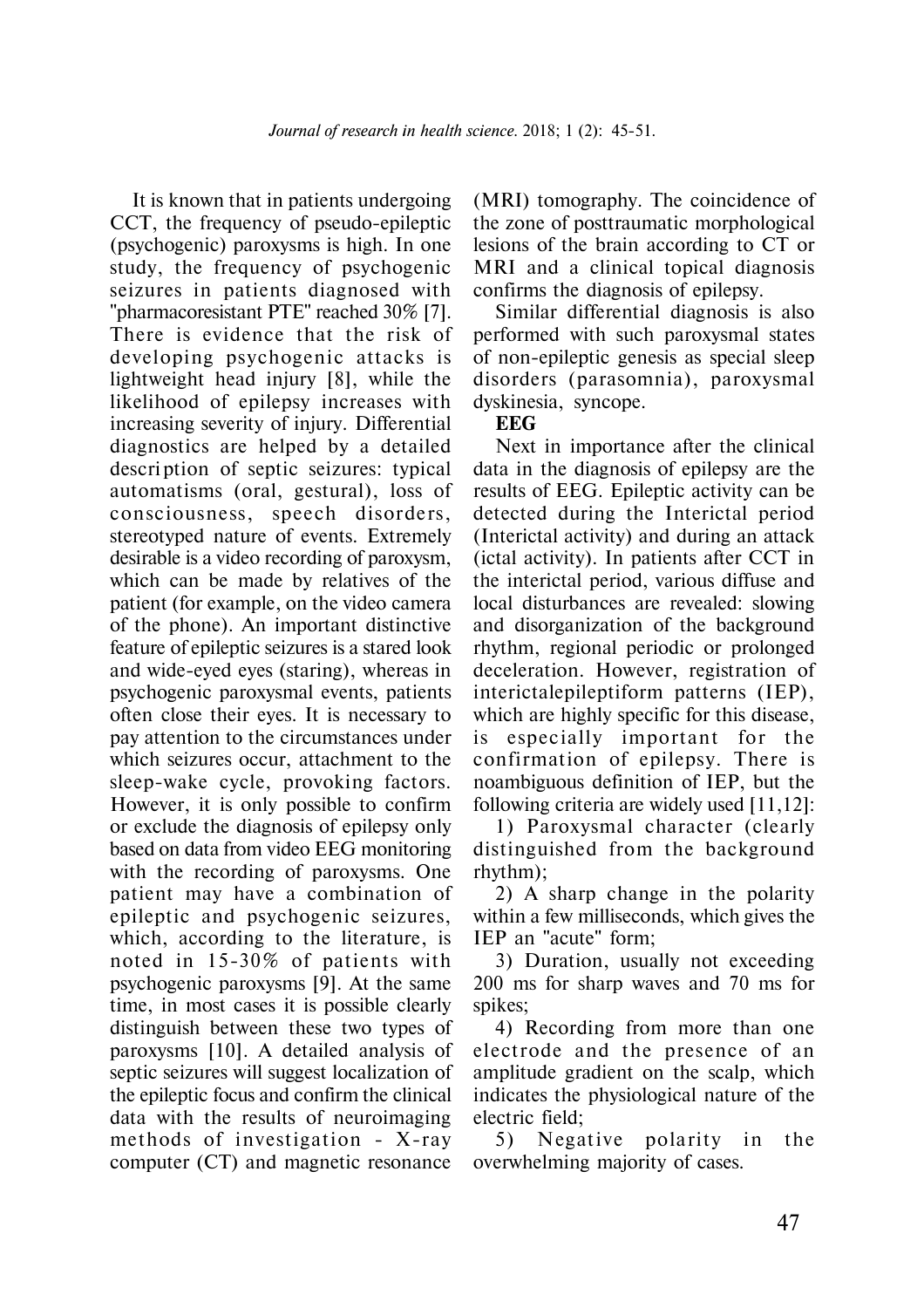It is known that in patients undergoing CCT, the frequency of pseudo-epileptic (psychogenic) paroxysms is high. In one study, the frequency of psychogenic seizures in patients diagnosed with "pharmacoresistant PTE" reached 30% [7]. There is evidence that the risk of developing psychogenic attacks is lightweight head injury [8], while the likelihood of epilepsy increases with increasing severity of injury. Differential diagnostics are helped by a detailed descri ption of septic seizures: typical automatisms (oral, gestural), loss of consciousness, speech disorders, stereotyped nature of events. Extremely desirable is a video recording of paroxysm, which can be made by relatives of the patient (for example, on the video camera of the phone). An important distinctive feature of epileptic seizures is a stared look and wide-eyed eyes (staring), whereas in psychogenic paroxysmal events, patients often close their eyes. It is necessary to pay attention to the circumstances under which seizures occur, attachment to the sleep-wake cycle, provoking factors. However, it is only possible to confirm or exclude the diagnosis of epilepsy only based on data from video EEG monitoring with the recording of paroxysms. One patient may have a combination of epileptic and psychogenic seizures, which, according to the literature, is noted in 15-30% of patients with psychogenic paroxysms [9]. At the same time, in most cases it is possible clearly distinguish between these two types of paroxysms [10]. A detailed analysis of septic seizures will suggest localization of the epileptic focus and confirm the clinical data with the results of neuroimaging methods of investigation - X-ray computer (CT) and magnetic resonance (MRI) tomography. The coincidence of the zone of posttraumatic morphological lesions of the brain according to CT or MRI and a clinical topical diagnosis confirms the diagnosis of epilepsy.

Similar differential diagnosis is also performed with such paroxysmal states of non-epileptic genesis as special sleep disorders (parasomnia), paroxysmal dyskinesia, syncope.

**EEG**

Next in importance after the clinical data in the diagnosis of epilepsy are the results of EEG. Epileptic activity can be detected during the Interictal period (Interictal activity) and during an attack (ictal activity). In patients after CCT in the interictal period, various diffuse and local disturbances are revealed: slowing and disorganization of the background rhythm, regional periodic or prolonged deceleration. However, registration of interictalepileptiform patterns (IEP), which are highly specific for this disease, is especially important for the confirmation of epilepsy. There is noambiguous definition of IEP, but the following criteria are widely used [11,12]:

1) Paroxysmal character (clearly distinguished from the background rhythm);

2) A sharp change in the polarity within a few milliseconds, which gives the IEP an "acute" form;

3) Duration, usually not exceeding 200 ms for sharp waves and 70 ms for spikes;

4) Recording from more than one electrode and the presence of an amplitude gradient on the scalp, which indicates the physiological nature of the electric field;

5) Negative polarity in the overwhelming majority of cases.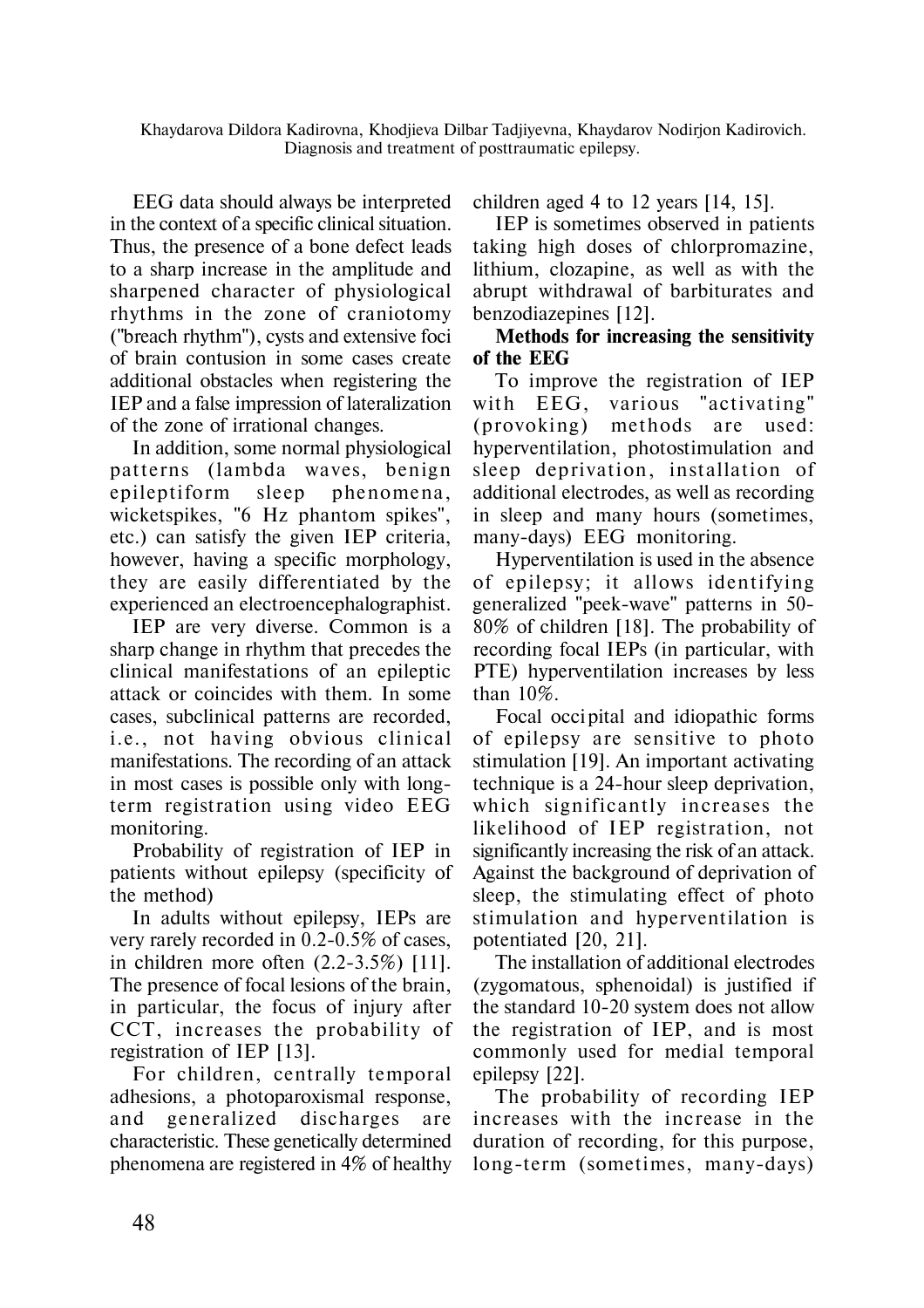EEG data should always be interpreted in the context of a specific clinical situation. Thus, the presence of a bone defect leads to a sharp increase in the amplitude and sharpened character of physiological rhythms in the zone of craniotomy ("breach rhythm"), cysts and extensive foci of brain contusion in some cases create additional obstacles when registering the IEP and a false impression of lateralization of the zone of irrational changes.

In addition, some normal physiological patterns (lambda waves, benign epileptiform sleep phenomena, wicketspikes, "6 Hz phantom spikes", etc.) can satisfy the given IEP criteria, however, having a specific morphology, they are easily differentiated by the experienced an electroencephalographist.

IEP are very diverse. Common is a sharp change in rhythm that precedes the clinical manifestations of an epileptic attack or coincides with them. In some cases, subclinical patterns are recorded, i.e., not having obvious clinical manifestations. The recording of an attack in most cases is possible only with long-term registration using video EEG monitoring.

Probability of registration of IEP in patients without epilepsy (specificity of the method)

In adults without epilepsy, IEPs are very rarely recorded in 0.2-0.5% of cases, in children more often (2.2-3.5%) [11]. The presence of focal lesions of the brain, in particular, the focus of injury after CCT, increases the probability of registration of IEP [13].

For children, centrally temporal adhesions, a photoparoxismal response, and generalized discharges are characteristic. These genetically determined phenomena are registered in 4% of healthy children aged 4 to 12 years [14, 15].

IEP is sometimes observed in patients taking high doses of chlorpromazine, lithium, clozapine, as well as with the abrupt withdrawal of barbiturates and benzodiazepines [12].

**Methods for increasing the sensitivity of the EEG**

To improve the registration of IEP with EEG, various "activating" (provoking) methods are used: hyperventilation, photostimulation and sleep deprivation, installation of additional electrodes, as well as recording in sleep and many hours (sometimes, many-days) EEG monitoring.

Hyperventilation is used in the absence of epilepsy; it allows identifying generalized "peek-wave" patterns in 50-80% of children [18]. The probability of recording focal IEPs (in particular, with PTE) hyperventilation increases by less than 10%.

Focal occipital and idiopathic forms of epilepsy are sensitive to photo stimulation [19]. An important activating technique is a 24-hour sleep deprivation, which significantly increases the likelihood of IEP registration, not significantly increasing the risk of an attack. Against the background of deprivation of sleep, the stimulating effect of photo stimulation and hyperventilation is potentiated [20, 21].

The installation of additional electrodes (zygomatous, sphenoidal) is justified if the standard 10-20 system does not allow the registration of IEP, and is most commonly used for medial temporal epilepsy [22].

The probability of recording IEP increases with the increase in the duration of recording, for this purpose, long-term (sometimes, many-days)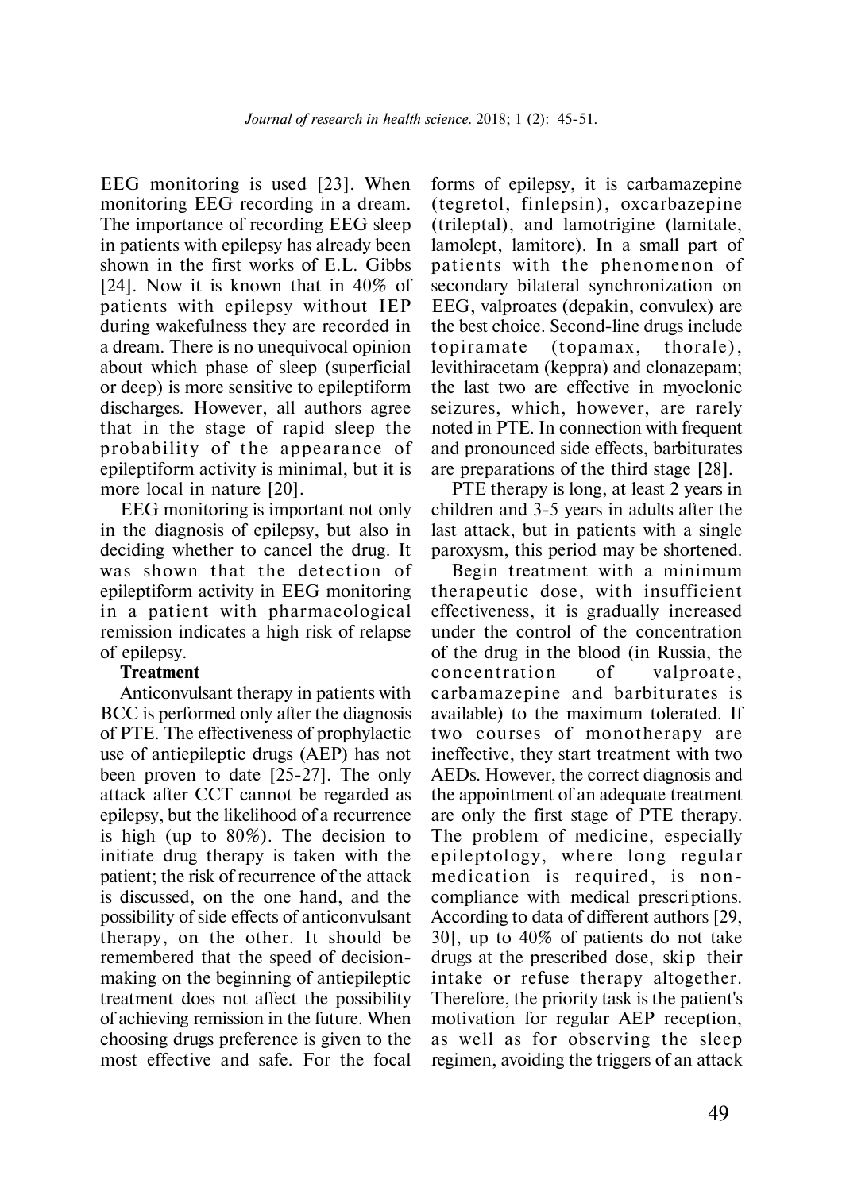EEG monitoring is used [23]. When monitoring EEG recording in a dream. The importance of recording EEG sleep in patients with epilepsy has already been shown in the first works of E.L. Gibbs [24]. Now it is known that in 40% of patients with epilepsy without IEP during wakefulness they are recorded in a dream. There is no unequivocal opinion about which phase of sleep (superficial or deep) is more sensitive to epileptiform discharges. However, all authors agree that in the stage of rapid sleep the probability of the appearance of epileptiform activity is minimal, but it is more local in nature [20].

EEG monitoring is important not only in the diagnosis of epilepsy, but also in deciding whether to cancel the drug. It was shown that the detection of epileptiform activity in EEG monitoring in a patient with pharmacological remission indicates a high risk of relapse of epilepsy.

**Treatment**

Anticonvulsant therapy in patients with BCC is performed only after the diagnosis of PTE. The effectiveness of prophylactic use of antiepileptic drugs (AEP) has not been proven to date [25-27]. The only attack after CCT cannot be regarded as epilepsy, but the likelihood of a recurrence is high (up to 80%). The decision to initiate drug therapy is taken with the patient; the risk of recurrence of the attack is discussed, on the one hand, and the possibility of side effects of anticonvulsant therapy, on the other. It should be remembered that the speed of decision-making on the beginning of antiepileptic treatment does not affect the possibility of achieving remission in the future. When choosing drugs preference is given to the most effective and safe. For the focal forms of epilepsy, it is carbamazepine (tegretol, finlepsin), oxcarbazepine (trileptal), and lamotrigine (lamitale, lamolept, lamitore). In a small part of patients with the phenomenon of secondary bilateral synchronization on EEG, valproates (depakin, convulex) are the best choice. Second-line drugs include topiramate (topamax, thorale), levithiracetam (keppra) and clonazepam; the last two are effective in myoclonic seizures, which, however, are rarely noted in PTE. In connection with frequent and pronounced side effects, barbiturates are preparations of the third stage [28].

PTE therapy is long, at least 2 years in children and 3-5 years in adults after the last attack, but in patients with a single paroxysm, this period may be shortened.

Begin treatment with a minimum therapeutic dose, with insufficient effectiveness, it is gradually increased under the control of the concentration of the drug in the blood (in Russia, the concentration of valproate, carbamazepine and barbiturates is available) to the maximum tolerated. If two courses of monotherapy are ineffective, they start treatment with two AEDs. However, the correct diagnosis and the appointment of an adequate treatment are only the first stage of PTE therapy. The problem of medicine, especially epileptology, where long regular medication is required, is non-compliance with medical prescriptions. According to data of different authors [29, 30], up to 40% of patients do not take drugs at the prescribed dose, skip their intake or refuse therapy altogether. Therefore, the priority task is the patient's motivation for regular AEP reception, as well as for observing the sleep regimen, avoiding the triggers of an attack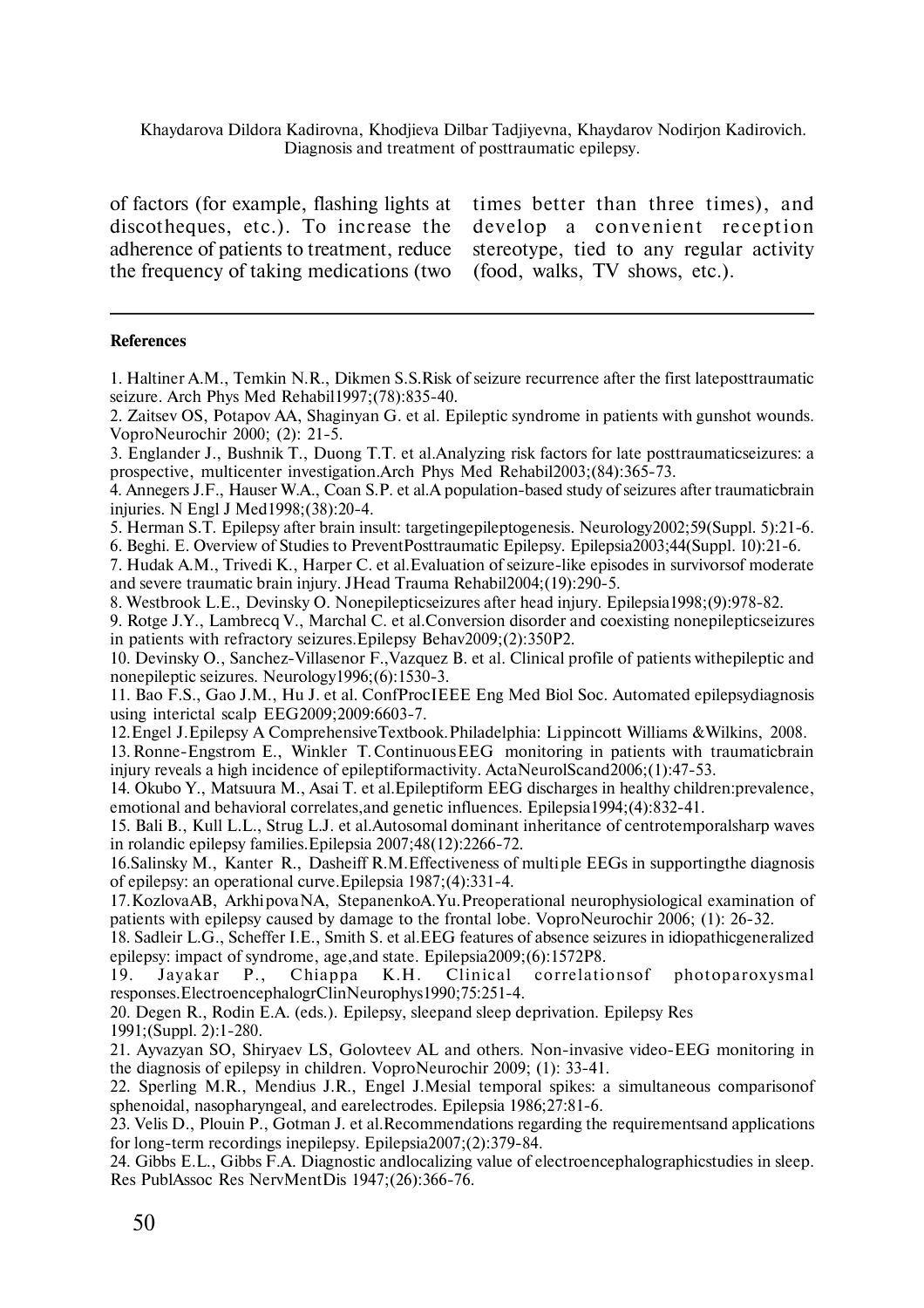of factors (for example, flashing lights at discotheques, etc.). To increase the adherence of patients to treatment, reduce the frequency of taking medications (two times better than three times), and develop a convenient reception stereotype, tied to any regular activity (food, walks, TV shows, etc.).

**References**

1. Haltiner A.M., Temkin N.R., Dikmen S.S.Risk of seizure recurrence after the first lateposttraumatic seizure. Arch Phys Med Rehabil1997;(78):835-40.
2. Zaitsev OS, Potapov AA, Shaginyan G. et al. Epileptic syndrome in patients with gunshot wounds. VoproNeurochir 2000; (2): 21-5.
3. Englander J., Bushnik T., Duong T.T. et al.Analyzing risk factors for late posttraumaticseizures: a prospective, multicenter investigation.Arch Phys Med Rehabil2003;(84):365-73.
4. Annegers J.F., Hauser W.A., Coan S.P. et al.A population-based study of seizures after traumaticbrain injuries. N Engl J Med1998;(38):20-4.
5. Herman S.T. Epilepsy after brain insult: targetingepileptogenesis. Neurology2002;59(Suppl. 5):21-6.
6. Beghi. E. Overview of Studies to PreventPosttraumatic Epilepsy. Epilepsia2003;44(Suppl. 10):21-6.
7. Hudak A.M., Trivedi K., Harper C. et al.Evaluation of seizure-like episodes in survivorsof moderate and severe traumatic brain injury. JHead Trauma Rehabil2004;(19):290-5.
8. Westbrook L.E., Devinsky O. Nonepilepticseizures after head injury. Epilepsia1998;(9):978-82.
9. Rotge J.Y., Lambrecq V., Marchal C. et al.Conversion disorder and coexisting nonepilepticseizures in patients with refractory seizures.Epilepsy Behav2009;(2):350P2.
10. Devinsky O., Sanchez-Villasenor F.,Vazquez B. et al. Clinical profile of patients withepileptic and nonepileptic seizures. Neurology1996;(6):1530-3.
11. Bao F.S., Gao J.M., Hu J. et al. ConfProcIEEE Eng Med Biol Soc. Automated epilepsydiagnosis using interictal scalp EEG2009;2009:6603-7.
12. Engel J.Epilepsy A ComprehensiveTextbook.Philadelphia: Lippincott Williams &Wilkins, 2008.
13. Ronne-Engstrom E., Winkler T.ContinuousEEG monitoring in patients with traumaticbrain injury reveals a high incidence of epileptiformactivity. ActaNeurolScand2006;(1):47-53.
14. Okubo Y., Matsuura M., Asai T. et al.Epileptiform EEG discharges in healthy children:prevalence, emotional and behavioral correlates,and genetic influences. Epilepsia1994;(4):832-41.
15. Bali B., Kull L.L., Strug L.J. et al.Autosomal dominant inheritance of centrotemporalsharp waves in rolandic epilepsy families.Epilepsia 2007;48(12):2266-72.
16. Salinsky M., Kanter R., Dasheiff R.M.Effectiveness of multiple EEGs in supportingthe diagnosis of epilepsy: an operational curve.Epilepsia 1987;(4):331-4.
17. KozlovaAB, ArkhipovaNA, StepanenkoA.Yu.Preoperational neurophysiological examination of patients with epilepsy caused by damage to the frontal lobe. VoproNeurochir 2006; (1): 26-32.
18. Sadleir L.G., Scheffer I.E., Smith S. et al.EEG features of absence seizures in idiopathicgeneralized epilepsy: impact of syndrome, age,and state. Epilepsia2009;(6):1572P8.
19. Jayakar P., Chiappa K.H. Clinical correlationsof photoparoxysmal responses.ElectroencephalogrClinNeurophys1990;75:251-4.
20. Degen R., Rodin E.A. (eds.). Epilepsy, sleepand sleep deprivation. Epilepsy Res 1991;(Suppl. 2):1-280.
21. Ayvazyan SO, Shiryaev LS, Golovteev AL and others. Non-invasive video-EEG monitoring in the diagnosis of epilepsy in children. VoproNeurochir 2009; (1): 33-41.
22. Sperling M.R., Mendius J.R., Engel J.Mesial temporal spikes: a simultaneous comparisonof sphenoidal, nasopharyngeal, and earelectrodes. Epilepsia 1986;27:81-6.
23. Velis D., Plouin P., Gotman J. et al.Recommendations regarding the requirementsand applications for long-term recordings inepilepsy. Epilepsia2007;(2):379-84.
24. Gibbs E.L., Gibbs F.A. Diagnostic andlocalizing value of electroencephalographicstudies in sleep. Res PublAssoc Res NervMentDis 1947;(26):366-76.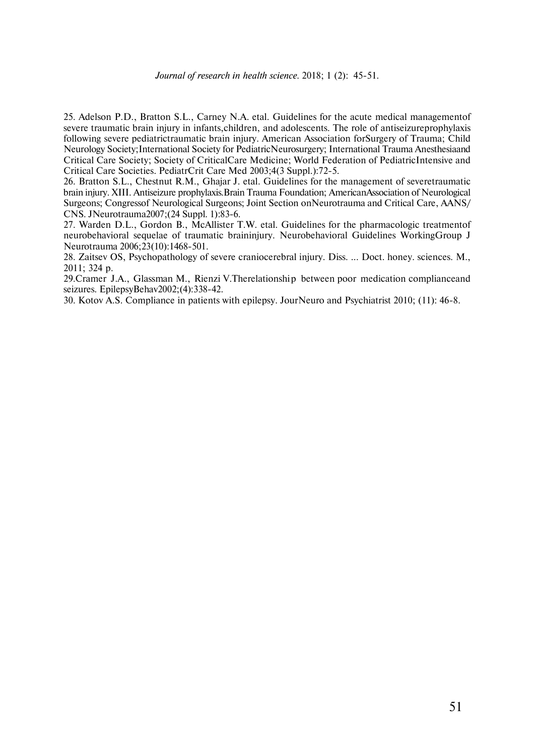25. Adelson P.D., Bratton S.L., Carney N.A. etal. Guidelines for the acute medical managementof severe traumatic brain injury in infants,children, and adolescents. The role of antiseizureprophylaxis following severe pediatrictraumatic brain injury. American Association forSurgery of Trauma; Child Neurology Society;International Society for PediatricNeurosurgery; International Trauma Anesthesiaand Critical Care Society; Society of CriticalCare Medicine; World Federation of PediatricIntensive and Critical Care Societies. PediatrCrit Care Med 2003;4(3 Suppl.):72-5.

26. Bratton S.L., Chestnut R.M., Ghajar J. etal. Guidelines for the management of severetraumatic brain injury. XIII. Antiseizure prophylaxis.Brain Trauma Foundation; AmericanAssociation of Neurological Surgeons; Congressof Neurological Surgeons; Joint Section onNeurotrauma and Critical Care, AANS/ CNS. JNeurotrauma2007;(24 Suppl. 1):83-6.

27. Warden D.L., Gordon B., McAllister T.W. etal. Guidelines for the pharmacologic treatmentof neurobehavioral sequelae of traumatic braininjury. Neurobehavioral Guidelines WorkingGroup J Neurotrauma 2006;23(10):1468-501.

28. Zaitsev OS, Psychopathology of severe craniocerebral injury. Diss. ... Doct. honey. sciences. M., 2011; 324 p.

29.Cramer J.A., Glassman M., Rienzi V.Therelationship between poor medication complianceand seizures. EpilepsyBehav2002;(4):338-42.

30. Kotov A.S. Compliance in patients with epilepsy. JourNeuro and Psychiatrist 2010; (11): 46-8.